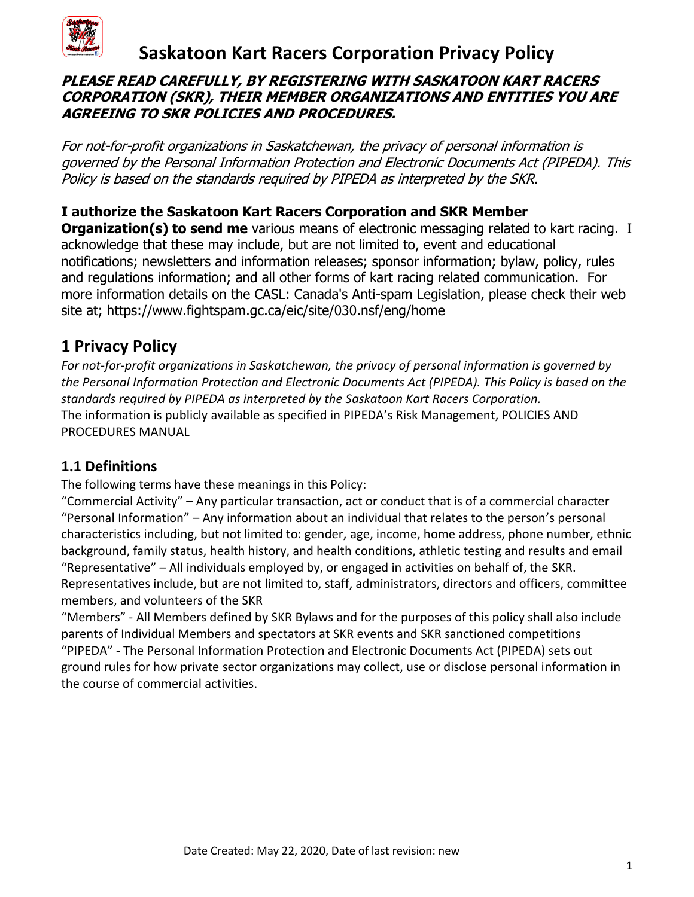# Saskatoon Kart Racers Corporation Privacy Policy

***PLEASE READ CAREFULLY, BY REGISTERING WITH SASKATOON KART RACERS CORPORATION (SKR), THEIR MEMBER ORGANIZATIONS AND ENTITIES YOU ARE AGREEING TO SKR POLICIES AND PROCEDURES.***

*For not-for-profit organizations in Saskatchewan, the privacy of personal information is governed by the Personal Information Protection and Electronic Documents Act (PIPEDA). This Policy is based on the standards required by PIPEDA as interpreted by the SKR.*

**I authorize the Saskatoon Kart Racers Corporation and SKR Member Organization(s) to send me** various means of electronic messaging related to kart racing. I acknowledge that these may include, but are not limited to, event and educational notifications; newsletters and information releases; sponsor information; bylaw, policy, rules and regulations information; and all other forms of kart racing related communication. For more information details on the CASL: Canada's Anti-spam Legislation, please check their web site at; https://www.fightspam.gc.ca/eic/site/030.nsf/eng/home

## 1 Privacy Policy

*For not-for-profit organizations in Saskatchewan, the privacy of personal information is governed by the Personal Information Protection and Electronic Documents Act (PIPEDA). This Policy is based on the standards required by PIPEDA as interpreted by the Saskatoon Kart Racers Corporation.*
The information is publicly available as specified in PIPEDA's Risk Management, POLICIES AND PROCEDURES MANUAL

### 1.1 Definitions

The following terms have these meanings in this Policy:
"Commercial Activity" – Any particular transaction, act or conduct that is of a commercial character
"Personal Information" – Any information about an individual that relates to the person's personal characteristics including, but not limited to: gender, age, income, home address, phone number, ethnic background, family status, health history, and health conditions, athletic testing and results and email
"Representative" – All individuals employed by, or engaged in activities on behalf of, the SKR. Representatives include, but are not limited to, staff, administrators, directors and officers, committee members, and volunteers of the SKR
"Members" - All Members defined by SKR Bylaws and for the purposes of this policy shall also include parents of Individual Members and spectators at SKR events and SKR sanctioned competitions
"PIPEDA" - The Personal Information Protection and Electronic Documents Act (PIPEDA) sets out ground rules for how private sector organizations may collect, use or disclose personal information in the course of commercial activities.

Date Created: May 22, 2020, Date of last revision: new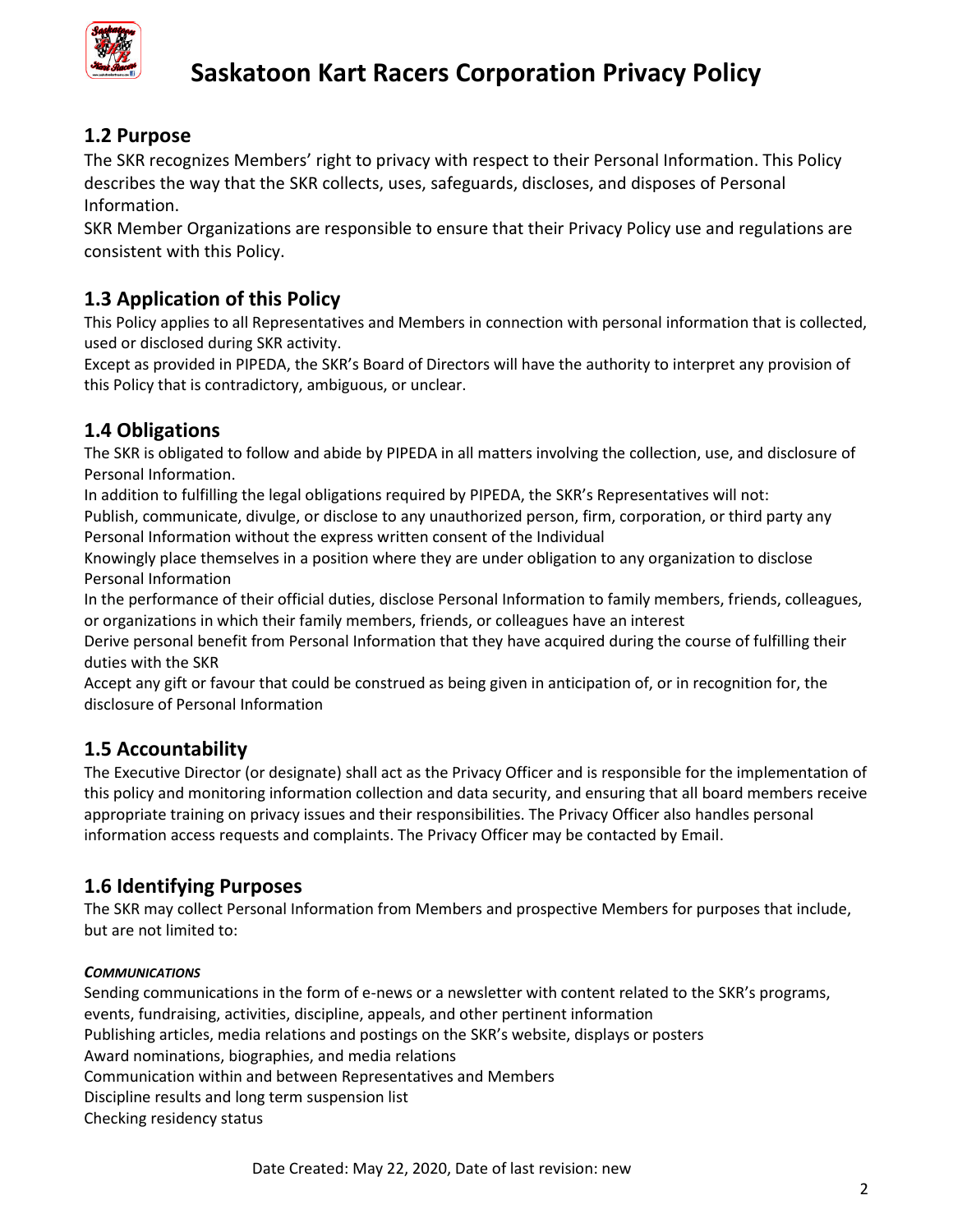## 1.2 Purpose

The SKR recognizes Members' right to privacy with respect to their Personal Information. This Policy describes the way that the SKR collects, uses, safeguards, discloses, and disposes of Personal Information.

SKR Member Organizations are responsible to ensure that their Privacy Policy use and regulations are consistent with this Policy.

## 1.3 Application of this Policy

This Policy applies to all Representatives and Members in connection with personal information that is collected, used or disclosed during SKR activity.

Except as provided in PIPEDA, the SKR's Board of Directors will have the authority to interpret any provision of this Policy that is contradictory, ambiguous, or unclear.

## 1.4 Obligations

The SKR is obligated to follow and abide by PIPEDA in all matters involving the collection, use, and disclosure of Personal Information.

In addition to fulfilling the legal obligations required by PIPEDA, the SKR's Representatives will not:

Publish, communicate, divulge, or disclose to any unauthorized person, firm, corporation, or third party any Personal Information without the express written consent of the Individual

Knowingly place themselves in a position where they are under obligation to any organization to disclose Personal Information

In the performance of their official duties, disclose Personal Information to family members, friends, colleagues, or organizations in which their family members, friends, or colleagues have an interest

Derive personal benefit from Personal Information that they have acquired during the course of fulfilling their duties with the SKR

Accept any gift or favour that could be construed as being given in anticipation of, or in recognition for, the disclosure of Personal Information

## 1.5 Accountability

The Executive Director (or designate) shall act as the Privacy Officer and is responsible for the implementation of this policy and monitoring information collection and data security, and ensuring that all board members receive appropriate training on privacy issues and their responsibilities. The Privacy Officer also handles personal information access requests and complaints. The Privacy Officer may be contacted by Email.

## 1.6 Identifying Purposes

The SKR may collect Personal Information from Members and prospective Members for purposes that include, but are not limited to:

***Communications***

Sending communications in the form of e-news or a newsletter with content related to the SKR's programs, events, fundraising, activities, discipline, appeals, and other pertinent information

Publishing articles, media relations and postings on the SKR's website, displays or posters

Award nominations, biographies, and media relations

Communication within and between Representatives and Members

Discipline results and long term suspension list

Checking residency status

Date Created: May 22, 2020, Date of last revision: new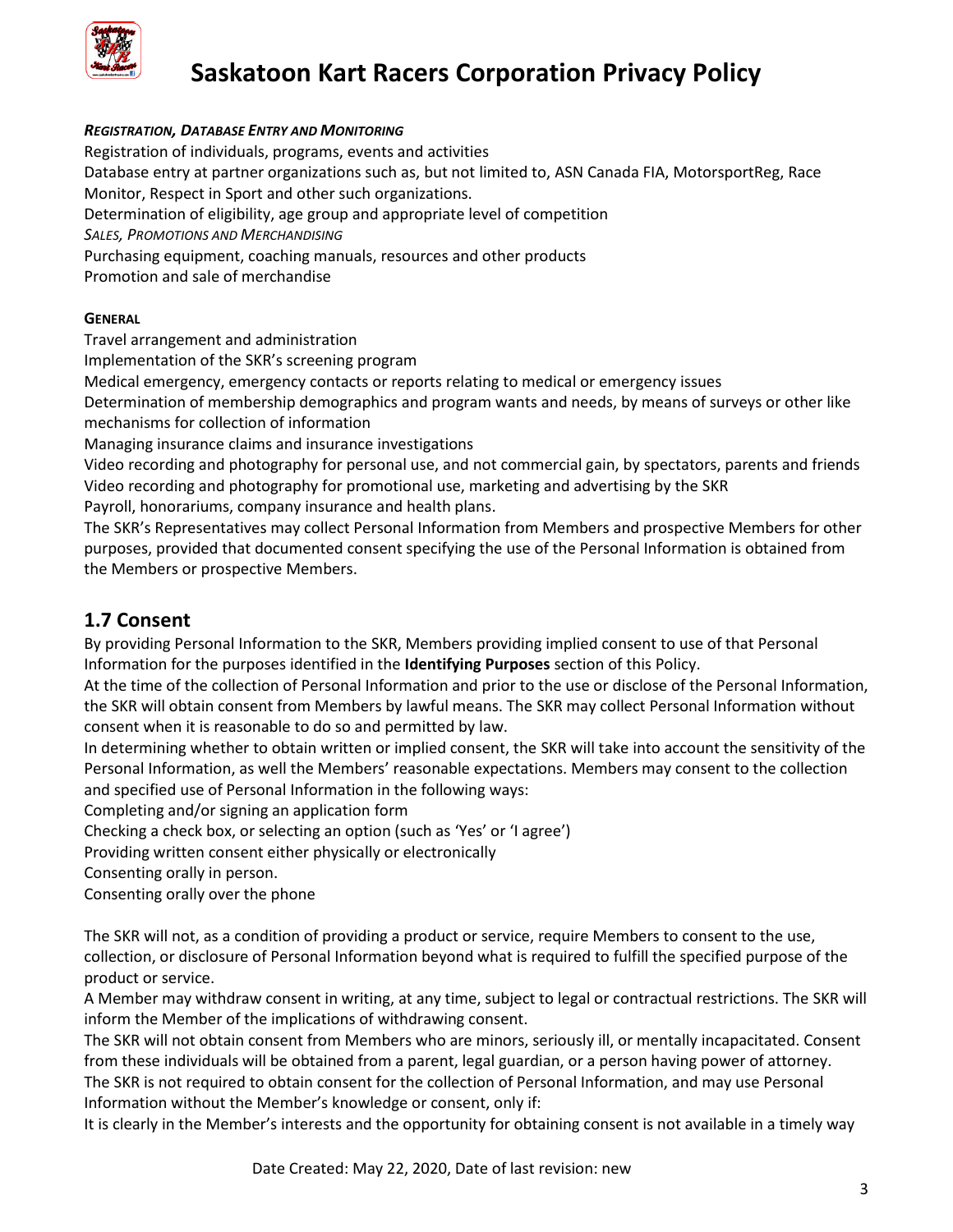***REGISTRATION, DATABASE ENTRY AND MONITORING***

Registration of individuals, programs, events and activities

Database entry at partner organizations such as, but not limited to, ASN Canada FIA, MotorsportReg, Race Monitor, Respect in Sport and other such organizations.

Determination of eligibility, age group and appropriate level of competition

*SALES, PROMOTIONS AND MERCHANDISING*

Purchasing equipment, coaching manuals, resources and other products

Promotion and sale of merchandise

**GENERAL**

Travel arrangement and administration

Implementation of the SKR's screening program

Medical emergency, emergency contacts or reports relating to medical or emergency issues

Determination of membership demographics and program wants and needs, by means of surveys or other like mechanisms for collection of information

Managing insurance claims and insurance investigations

Video recording and photography for personal use, and not commercial gain, by spectators, parents and friends

Video recording and photography for promotional use, marketing and advertising by the SKR

Payroll, honorariums, company insurance and health plans.

The SKR's Representatives may collect Personal Information from Members and prospective Members for other purposes, provided that documented consent specifying the use of the Personal Information is obtained from the Members or prospective Members.

## 1.7 Consent

By providing Personal Information to the SKR, Members providing implied consent to use of that Personal Information for the purposes identified in the **Identifying Purposes** section of this Policy.

At the time of the collection of Personal Information and prior to the use or disclose of the Personal Information, the SKR will obtain consent from Members by lawful means. The SKR may collect Personal Information without consent when it is reasonable to do so and permitted by law.

In determining whether to obtain written or implied consent, the SKR will take into account the sensitivity of the Personal Information, as well the Members' reasonable expectations. Members may consent to the collection and specified use of Personal Information in the following ways:

Completing and/or signing an application form

Checking a check box, or selecting an option (such as 'Yes' or 'I agree')

Providing written consent either physically or electronically

Consenting orally in person.

Consenting orally over the phone

The SKR will not, as a condition of providing a product or service, require Members to consent to the use, collection, or disclosure of Personal Information beyond what is required to fulfill the specified purpose of the product or service.

A Member may withdraw consent in writing, at any time, subject to legal or contractual restrictions. The SKR will inform the Member of the implications of withdrawing consent.

The SKR will not obtain consent from Members who are minors, seriously ill, or mentally incapacitated. Consent from these individuals will be obtained from a parent, legal guardian, or a person having power of attorney.

The SKR is not required to obtain consent for the collection of Personal Information, and may use Personal Information without the Member's knowledge or consent, only if:

It is clearly in the Member's interests and the opportunity for obtaining consent is not available in a timely way

Date Created: May 22, 2020, Date of last revision: new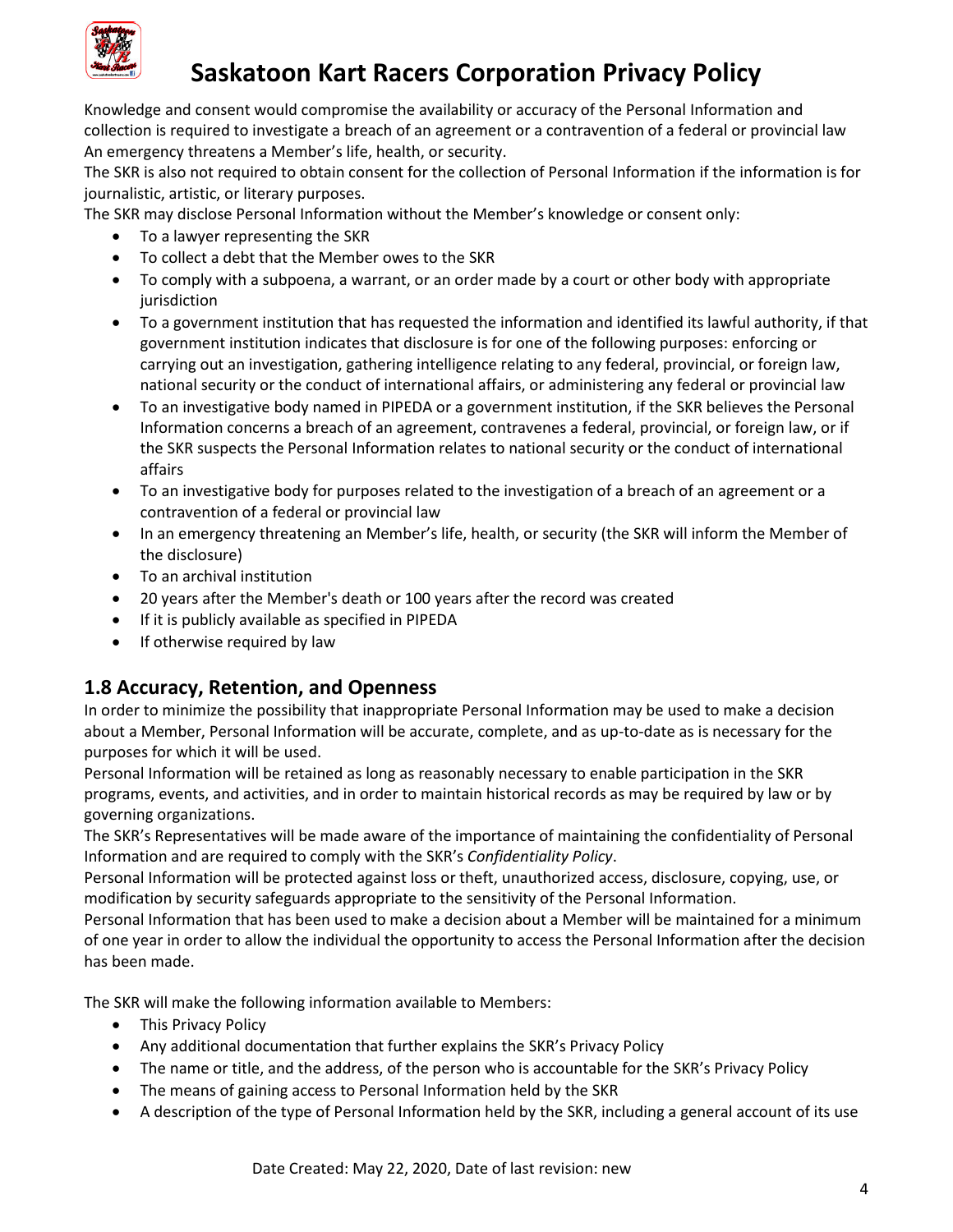Knowledge and consent would compromise the availability or accuracy of the Personal Information and collection is required to investigate a breach of an agreement or a contravention of a federal or provincial law
An emergency threatens a Member's life, health, or security.

The SKR is also not required to obtain consent for the collection of Personal Information if the information is for journalistic, artistic, or literary purposes.

The SKR may disclose Personal Information without the Member's knowledge or consent only:

- To a lawyer representing the SKR
- To collect a debt that the Member owes to the SKR
- To comply with a subpoena, a warrant, or an order made by a court or other body with appropriate jurisdiction
- To a government institution that has requested the information and identified its lawful authority, if that government institution indicates that disclosure is for one of the following purposes: enforcing or carrying out an investigation, gathering intelligence relating to any federal, provincial, or foreign law, national security or the conduct of international affairs, or administering any federal or provincial law
- To an investigative body named in PIPEDA or a government institution, if the SKR believes the Personal Information concerns a breach of an agreement, contravenes a federal, provincial, or foreign law, or if the SKR suspects the Personal Information relates to national security or the conduct of international affairs
- To an investigative body for purposes related to the investigation of a breach of an agreement or a contravention of a federal or provincial law
- In an emergency threatening an Member's life, health, or security (the SKR will inform the Member of the disclosure)
- To an archival institution
- 20 years after the Member's death or 100 years after the record was created
- If it is publicly available as specified in PIPEDA
- If otherwise required by law

## 1.8 Accuracy, Retention, and Openness

In order to minimize the possibility that inappropriate Personal Information may be used to make a decision about a Member, Personal Information will be accurate, complete, and as up-to-date as is necessary for the purposes for which it will be used.

Personal Information will be retained as long as reasonably necessary to enable participation in the SKR programs, events, and activities, and in order to maintain historical records as may be required by law or by governing organizations.

The SKR's Representatives will be made aware of the importance of maintaining the confidentiality of Personal Information and are required to comply with the SKR's *Confidentiality Policy*.

Personal Information will be protected against loss or theft, unauthorized access, disclosure, copying, use, or modification by security safeguards appropriate to the sensitivity of the Personal Information.

Personal Information that has been used to make a decision about a Member will be maintained for a minimum of one year in order to allow the individual the opportunity to access the Personal Information after the decision has been made.

The SKR will make the following information available to Members:

- This Privacy Policy
- Any additional documentation that further explains the SKR's Privacy Policy
- The name or title, and the address, of the person who is accountable for the SKR's Privacy Policy
- The means of gaining access to Personal Information held by the SKR
- A description of the type of Personal Information held by the SKR, including a general account of its use

Date Created: May 22, 2020, Date of last revision: new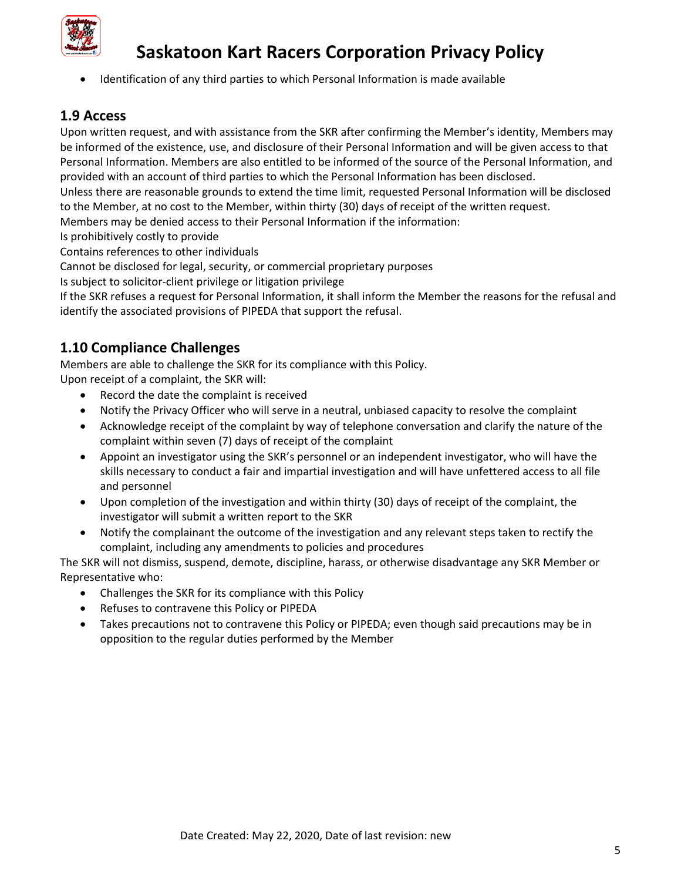- Identification of any third parties to which Personal Information is made available

## 1.9 Access

Upon written request, and with assistance from the SKR after confirming the Member's identity, Members may be informed of the existence, use, and disclosure of their Personal Information and will be given access to that Personal Information. Members are also entitled to be informed of the source of the Personal Information, and provided with an account of third parties to which the Personal Information has been disclosed.

Unless there are reasonable grounds to extend the time limit, requested Personal Information will be disclosed to the Member, at no cost to the Member, within thirty (30) days of receipt of the written request.

Members may be denied access to their Personal Information if the information:

Is prohibitively costly to provide

Contains references to other individuals

Cannot be disclosed for legal, security, or commercial proprietary purposes

Is subject to solicitor-client privilege or litigation privilege

If the SKR refuses a request for Personal Information, it shall inform the Member the reasons for the refusal and identify the associated provisions of PIPEDA that support the refusal.

## 1.10 Compliance Challenges

Members are able to challenge the SKR for its compliance with this Policy.

Upon receipt of a complaint, the SKR will:

- Record the date the complaint is received
- Notify the Privacy Officer who will serve in a neutral, unbiased capacity to resolve the complaint
- Acknowledge receipt of the complaint by way of telephone conversation and clarify the nature of the complaint within seven (7) days of receipt of the complaint
- Appoint an investigator using the SKR's personnel or an independent investigator, who will have the skills necessary to conduct a fair and impartial investigation and will have unfettered access to all file and personnel
- Upon completion of the investigation and within thirty (30) days of receipt of the complaint, the investigator will submit a written report to the SKR
- Notify the complainant the outcome of the investigation and any relevant steps taken to rectify the complaint, including any amendments to policies and procedures

The SKR will not dismiss, suspend, demote, discipline, harass, or otherwise disadvantage any SKR Member or Representative who:

- Challenges the SKR for its compliance with this Policy
- Refuses to contravene this Policy or PIPEDA
- Takes precautions not to contravene this Policy or PIPEDA; even though said precautions may be in opposition to the regular duties performed by the Member